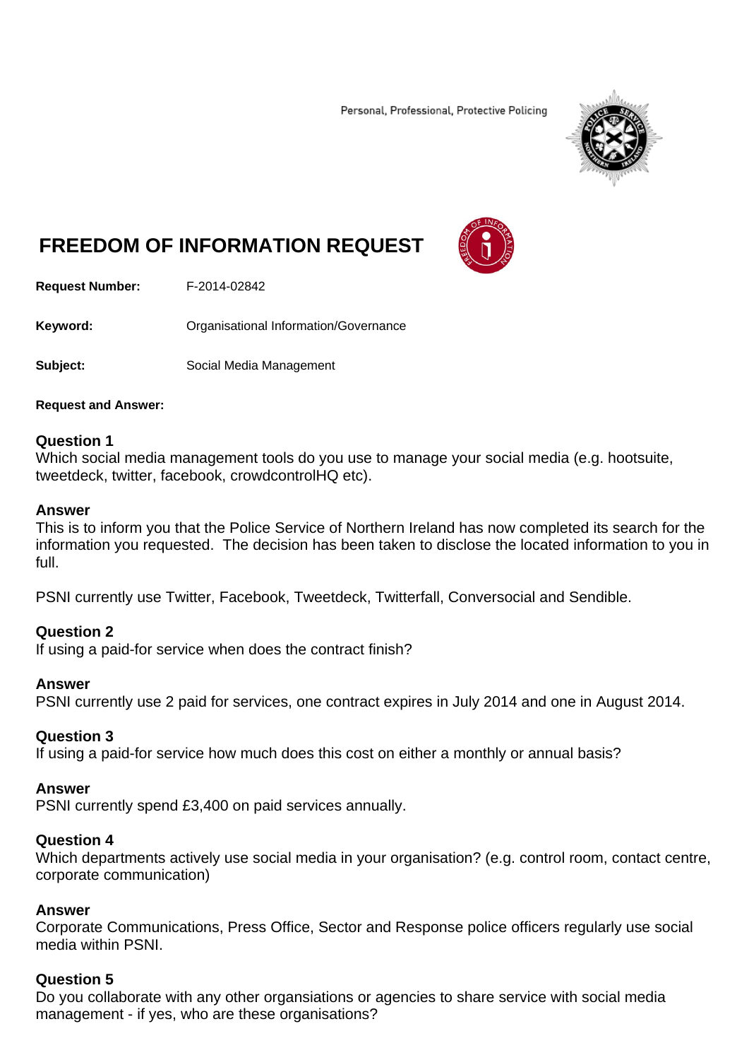Personal, Professional, Protective Policing

# FREEDOM OF INFORMATION REQUEST

**Request Number:** F-2014-02842

**Keyword:** Organisational Information/Governance

**Subject:** Social Media Management

**Request and Answer:**

**Question 1**
Which social media management tools do you use to manage your social media (e.g. hootsuite, tweetdeck, twitter, facebook, crowdcontrolHQ etc).

**Answer**
This is to inform you that the Police Service of Northern Ireland has now completed its search for the information you requested. The decision has been taken to disclose the located information to you in full.

PSNI currently use Twitter, Facebook, Tweetdeck, Twitterfall, Conversocial and Sendible.

**Question 2**
If using a paid-for service when does the contract finish?

**Answer**
PSNI currently use 2 paid for services, one contract expires in July 2014 and one in August 2014.

**Question 3**
If using a paid-for service how much does this cost on either a monthly or annual basis?

**Answer**
PSNI currently spend £3,400 on paid services annually.

**Question 4**
Which departments actively use social media in your organisation? (e.g. control room, contact centre, corporate communication)

**Answer**
Corporate Communications, Press Office, Sector and Response police officers regularly use social media within PSNI.

**Question 5**
Do you collaborate with any other organsiations or agencies to share service with social media management - if yes, who are these organisations?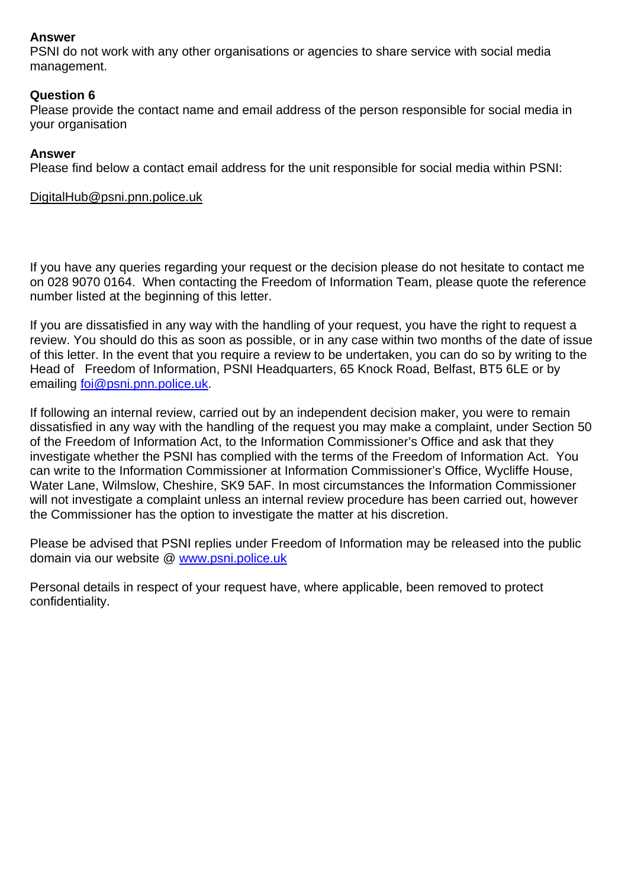**Answer**
PSNI do not work with any other organisations or agencies to share service with social media management.

**Question 6**
Please provide the contact name and email address of the person responsible for social media in your organisation

**Answer**
Please find below a contact email address for the unit responsible for social media within PSNI:

DigitalHub@psni.pnn.police.uk

If you have any queries regarding your request or the decision please do not hesitate to contact me on 028 9070 0164. When contacting the Freedom of Information Team, please quote the reference number listed at the beginning of this letter.

If you are dissatisfied in any way with the handling of your request, you have the right to request a review. You should do this as soon as possible, or in any case within two months of the date of issue of this letter. In the event that you require a review to be undertaken, you can do so by writing to the Head of Freedom of Information, PSNI Headquarters, 65 Knock Road, Belfast, BT5 6LE or by emailing foi@psni.pnn.police.uk.

If following an internal review, carried out by an independent decision maker, you were to remain dissatisfied in any way with the handling of the request you may make a complaint, under Section 50 of the Freedom of Information Act, to the Information Commissioner's Office and ask that they investigate whether the PSNI has complied with the terms of the Freedom of Information Act. You can write to the Information Commissioner at Information Commissioner's Office, Wycliffe House, Water Lane, Wilmslow, Cheshire, SK9 5AF. In most circumstances the Information Commissioner will not investigate a complaint unless an internal review procedure has been carried out, however the Commissioner has the option to investigate the matter at his discretion.

Please be advised that PSNI replies under Freedom of Information may be released into the public domain via our website @ www.psni.police.uk

Personal details in respect of your request have, where applicable, been removed to protect confidentiality.